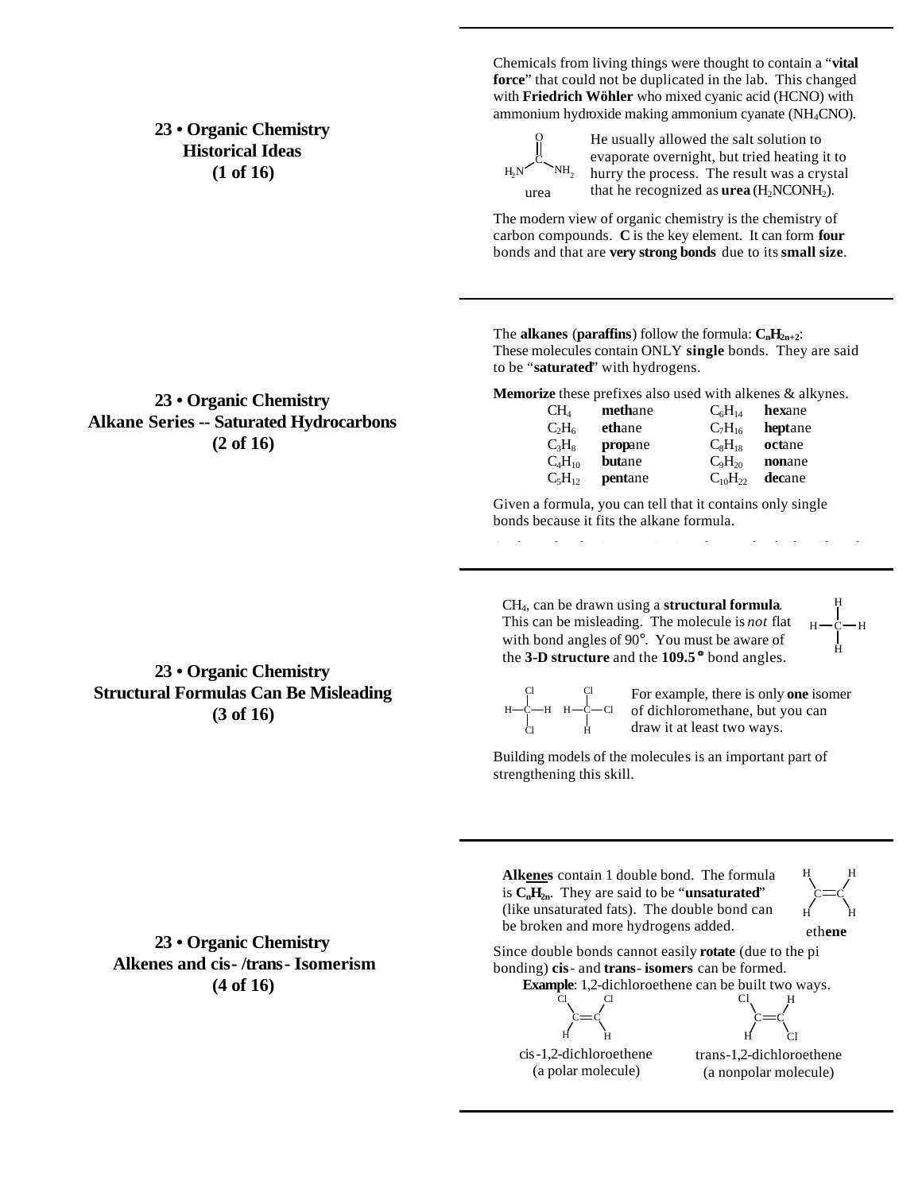## 23 • Organic Chemistry Historical Ideas (1 of 16)

Chemicals from living things were thought to contain a "**vital force**" that could not be duplicated in the lab. This changed with **Friedrich Wöhler** who mixed cyanic acid (HCNO) with ammonium hydroxide making ammonium cyanate ($NH_4CNO$).

urea

He usually allowed the salt solution to evaporate overnight, but tried heating it to hurry the process. The result was a crystal that he recognized as **urea** ($H_2NCONH_2$).

The modern view of organic chemistry is the chemistry of carbon compounds. **C** is the key element. It can form **four** bonds and that are **very strong bonds** due to its **small size**.

## 23 • Organic Chemistry Alkane Series -- Saturated Hydrocarbons (2 of 16)

The **alkanes** (**paraffins**) follow the formula: $\mathbf{C_nH_{2n+2}}$: These molecules contain ONLY **single** bonds. They are said to be "**saturated**" with hydrogens.

**Memorize** these prefixes also used with alkenes & alkynes.

| | | | |
|---|---|---|---|
| $CH_4$ | **meth**ane | $C_6H_{14}$ | **hex**ane |
| $C_2H_6$ | **eth**ane | $C_7H_{16}$ | **hept**ane |
| $C_3H_8$ | **prop**ane | $C_8H_{18}$ | **oct**ane |
| $C_4H_{10}$ | **but**ane | $C_9H_{20}$ | **non**ane |
| $C_5H_{12}$ | **pent**ane | $C_{10}H_{22}$ | **dec**ane |

Given a formula, you can tell that it contains only single bonds because it fits the alkane formula.

## 23 • Organic Chemistry Structural Formulas Can Be Misleading (3 of 16)

$CH_4$, can be drawn using a **structural formula**. This can be misleading. The molecule is *not* flat with bond angles of 90°. You must be aware of the **3-D structure** and the **109.5°** bond angles.

For example, there is only **one** isomer of dichloromethane, but you can draw it at least two ways.

Building models of the molecules is an important part of strengthening this skill.

## 23 • Organic Chemistry Alkenes and cis- /trans- Isomerism (4 of 16)

**Alk<u>enes</u>** contain 1 double bond. The formula is $\mathbf{C_nH_{2n}}$. They are said to be "**unsaturated**" (like unsaturated fats). The double bond can be broken and more hydrogens added.

eth**ene**

Since double bonds cannot easily **rotate** (due to the pi bonding) **cis**- and **trans- isomers** can be formed.

**Example**: 1,2-dichloroethene can be built two ways.

cis-1,2-dichloroethene (a polar molecule)

trans-1,2-dichloroethene (a nonpolar molecule)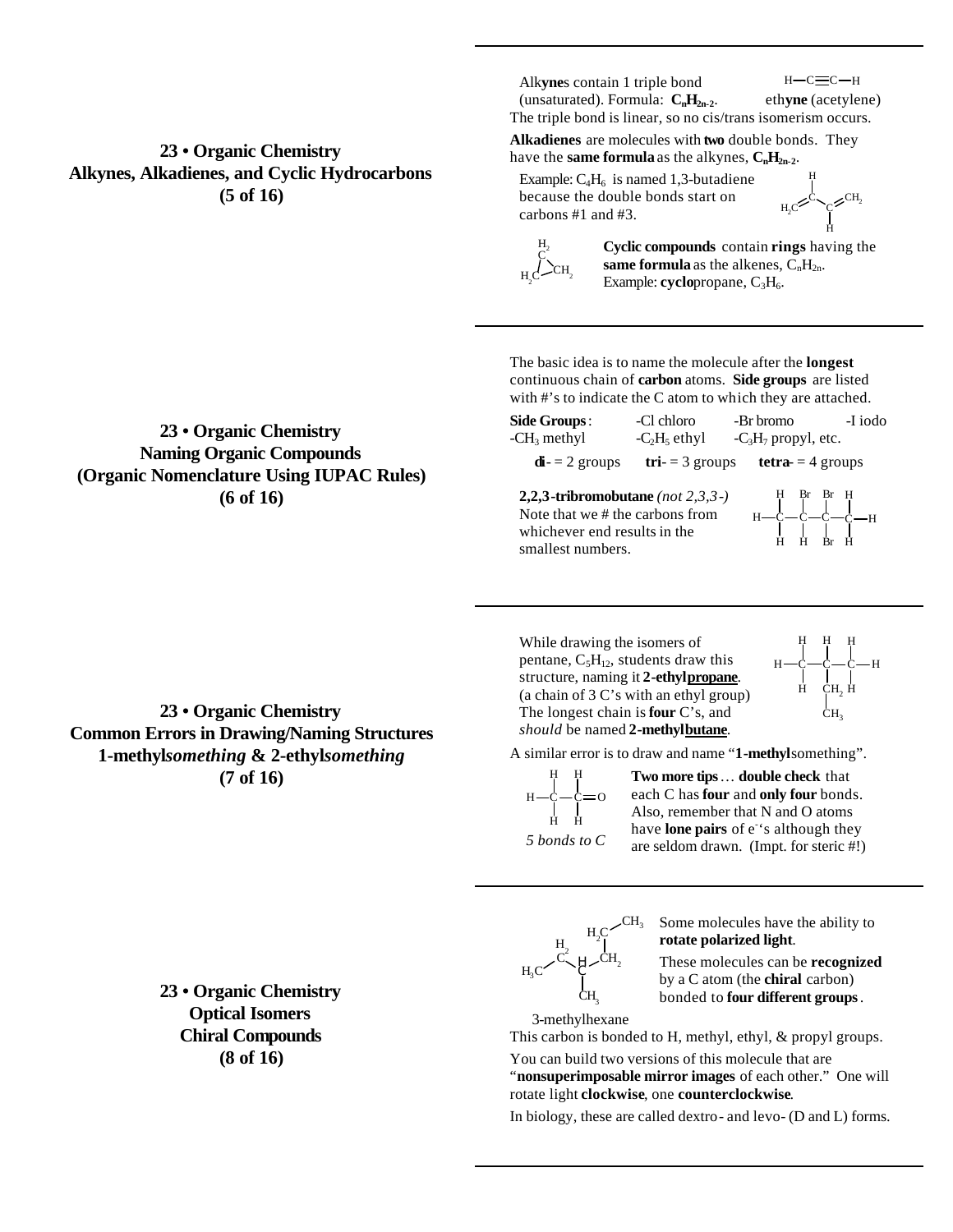## 23 • Organic Chemistry
## Alkynes, Alkadienes, and Cyclic Hydrocarbons
## (5 of 16)

Alk**yne**s contain 1 triple bond (unsaturated). Formula: $\mathbf{C_nH_{2n-2}}$.

H—C≡C—H
eth**yne** (acetylene)

The triple bond is linear, so no cis/trans isomerism occurs.

**Alkadienes** are molecules with **two** double bonds. They have the **same formula** as the alkynes, $\mathbf{C_nH_{2n-2}}$.

Example: $C_4H_6$ is named 1,3-butadiene because the double bonds start on carbons #1 and #3.

**Cyclic compounds** contain **rings** having the **same formula** as the alkenes, $C_nH_{2n}$. Example: **cyclo**propane, $C_3H_6$.

## 23 • Organic Chemistry
## Naming Organic Compounds
## (Organic Nomenclature Using IUPAC Rules)
## (6 of 16)

The basic idea is to name the molecule after the **longest** continuous chain of **carbon** atoms. **Side groups** are listed with #'s to indicate the C atom to which they are attached.

**Side Groups**: -Cl chloro -Br bromo -I iodo
$-CH_3$ methyl $-C_2H_5$ ethyl $-C_3H_7$ propyl, etc.

**di**- = 2 groups **tri**- = 3 groups **tetra**- = 4 groups

**2,2,3-tribromobutane** *(not 2,3,3-)*
Note that we # the carbons from whichever end results in the smallest numbers.

## 23 • Organic Chemistry
## Common Errors in Drawing/Naming Structures
## 1-methyl*something* & 2-ethyl*something*
## (7 of 16)

While drawing the isomers of pentane, $C_5H_{12}$, students draw this structure, naming it **2-ethyl<u>propane</u>**. (a chain of 3 C's with an ethyl group) The longest chain is **four** C's, and *should* be named **2-methyl<u>butane</u>**.

A similar error is to draw and name "**1-methyl**something".

*5 bonds to C*

**Two more tips**… **double check** that each C has **four** and **only four** bonds. Also, remember that N and O atoms have **lone pairs** of e⁻'s although they are seldom drawn. (Impt. for steric #!)

## 23 • Organic Chemistry
## Optical Isomers
## Chiral Compounds
## (8 of 16)

Some molecules have the ability to **rotate polarized light**.

These molecules can be **recognized** by a C atom (the **chiral** carbon) bonded to **four different groups**.

3-methylhexane

This carbon is bonded to H, methyl, ethyl, & propyl groups.

You can build two versions of this molecule that are "**nonsuperimposable mirror images** of each other." One will rotate light **clockwise**, one **counterclockwise**.

In biology, these are called dextro- and levo- (D and L) forms.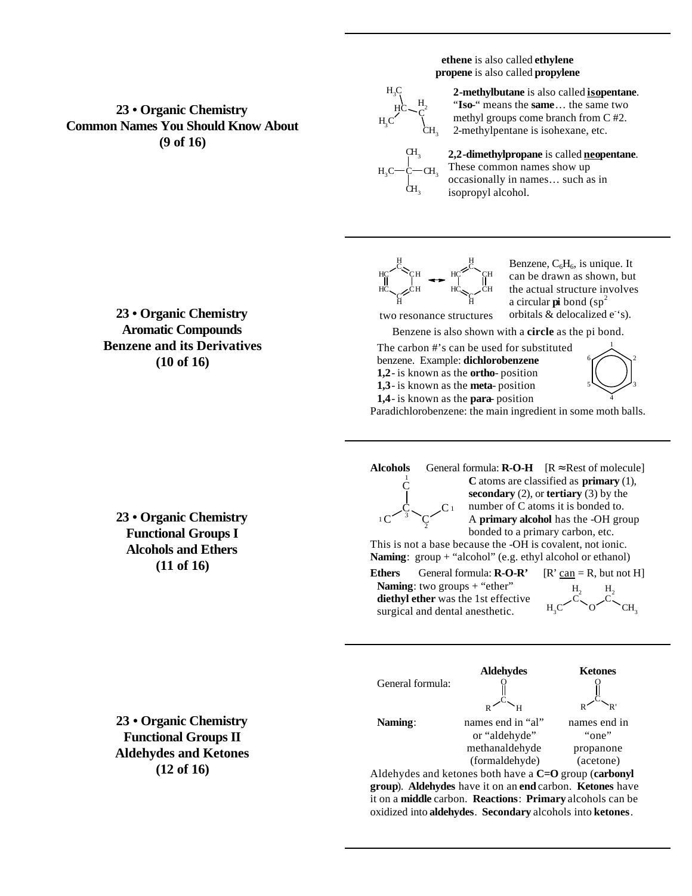## 23 • Organic Chemistry
## Common Names You Should Know About
## (9 of 16)

**ethene** is also called **ethylene**
**propene** is also called **propylene**

**2-methylbutane** is also called **iso**pentane. "**Iso**-" means the **same**… the same two methyl groups come branch from C #2. 2-methylpentane is isohexane, etc.

**2,2-dimethylpropane** is called **neo**pentane. These common names show up occasionally in names… such as in isopropyl alcohol.

---

## 23 • Organic Chemistry
## Aromatic Compounds
## Benzene and its Derivatives
## (10 of 16)

two resonance structures

Benzene, $C_6H_6$, is unique. It can be drawn as shown, but the actual structure involves a circular **pi** bond ($sp^2$ orbitals & delocalized $e^-$'s).

Benzene is also shown with a **circle** as the pi bond.

The carbon #'s can be used for substituted benzene. Example: **dichlorobenzene**

- **1,2**- is known as the **ortho**- position
- **1,3**- is known as the **meta**- position
- **1,4**- is known as the **para**- position

Paradichlorobenzene: the main ingredient in some moth balls.

---

## 23 • Organic Chemistry
## Functional Groups I
## Alcohols and Ethers
## (11 of 16)

**Alcohols** General formula: **R-O-H** [R ≈ Rest of molecule]

**C** atoms are classified as **primary** (1), **secondary** (2), or **tertiary** (3) by the number of C atoms it is bonded to. A **primary alcohol** has the -OH group bonded to a primary carbon, etc.

This is not a base because the -OH is covalent, not ionic.

**Naming**: group + "alcohol" (e.g. ethyl alcohol or ethanol)

**Ethers** General formula: **R-O-R'** [R' can = R, but not H]

**Naming**: two groups + "ether"
**diethyl ether** was the 1st effective surgical and dental anesthetic.

---

## 23 • Organic Chemistry
## Functional Groups II
## Aldehydes and Ketones
## (12 of 16)

| | **Aldehydes** | **Ketones** |
|---|---|---|
| General formula: | R–C(=O)–H | R–C(=O)–R' |
| **Naming**: | names end in "al" or "aldehyde" methanaldehyde (formaldehyde) | names end in "one" propanone (acetone) |

Aldehydes and ketones both have a **C=O** group (**carbonyl group**). **Aldehydes** have it on an **end** carbon. **Ketones** have it on a **middle** carbon. **Reactions**: **Primary** alcohols can be oxidized into **aldehydes**. **Secondary** alcohols into **ketones**.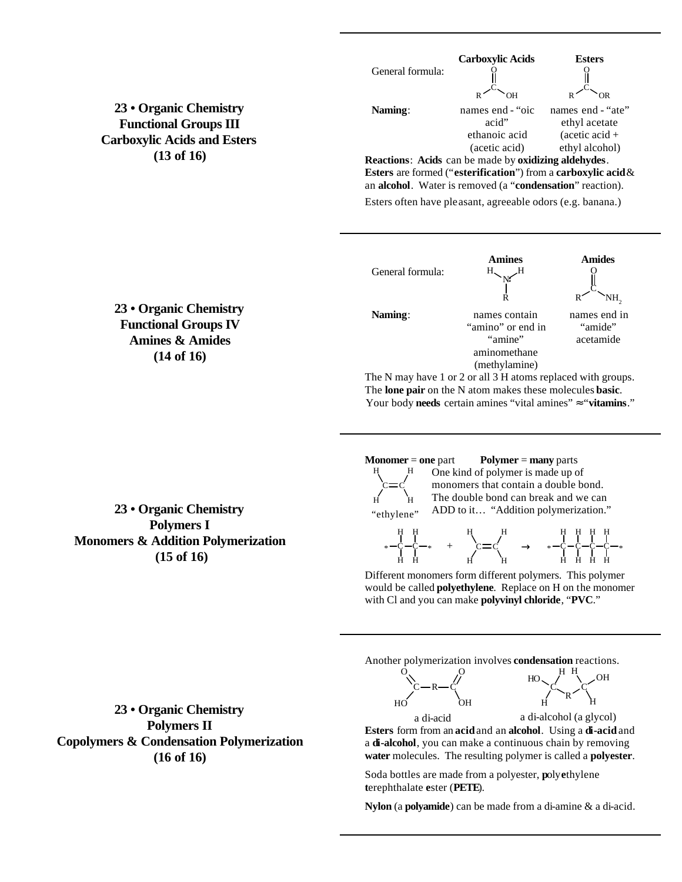## 23 • Organic Chemistry Functional Groups III Carboxylic Acids and Esters (13 of 16)

| | **Carboxylic Acids** | **Esters** |
|---|---|---|
| General formula: | $R-C(=O)-OH$ | $R-C(=O)-OR$ |
| **Naming**: | names end - "oic acid" ethanoic acid (acetic acid) | names end - "ate" ethyl acetate (acetic acid + ethyl alcohol) |

**Reactions**: **Acids** can be made by **oxidizing aldehydes**. **Esters** are formed ("**esterification**") from a **carboxylic acid** & an **alcohol**. Water is removed (a "**condensation**" reaction).

Esters often have pleasant, agreeable odors (e.g. banana.)

## 23 • Organic Chemistry Functional Groups IV Amines & Amides (14 of 16)

| | **Amines** | **Amides** |
|---|---|---|
| General formula: | $H-\ddot{N}(-H)-R$ | $R-C(=O)-NH_2$ |
| **Naming**: | names contain "amino" or end in "amine" aminomethane (methylamine) | names end in "amide" acetamide |

The N may have 1 or 2 or all 3 H atoms replaced with groups. The **lone pair** on the N atom makes these molecules **basic**. Your body **needs** certain amines "vital amines" ≈"**vitamins**."

## 23 • Organic Chemistry Polymers I Monomers & Addition Polymerization (15 of 16)

**Monomer** = **one** part **Polymer** = **many** parts

$H_2C=CH_2$ "ethylene"

One kind of polymer is made up of monomers that contain a double bond. The double bond can break and we can ADD to it… "Addition polymerization."

$$*-CH_2-CH_2-* \; + \; H_2C=CH_2 \; \rightarrow \; *-CH_2-CH_2-CH_2-CH_2-*$$

Different monomers form different polymers. This polymer would be called **polyethylene**. Replace on H on the monomer with Cl and you can make **polyvinyl chloride**, "**PVC**."

## 23 • Organic Chemistry Polymers II Copolymers & Condensation Polymerization (16 of 16)

Another polymerization involves **condensation** reactions.

$HO-C(=O)-R-C(=O)-OH$ — a di-acid

$HO-CH_2-R-CH_2-OH$ — a di-alcohol (a glycol)

**Esters** form from an **acid** and an **alcohol**. Using a **di-acid** and a **di-alcohol**, you can make a continuous chain by removing **water** molecules. The resulting polymer is called a **polyester**.

Soda bottles are made from a polyester, **p**oly**e**thylene **t**erephthalate **e**ster (**PETE**).

**Nylon** (a **polyamide**) can be made from a di-amine & a di-acid.